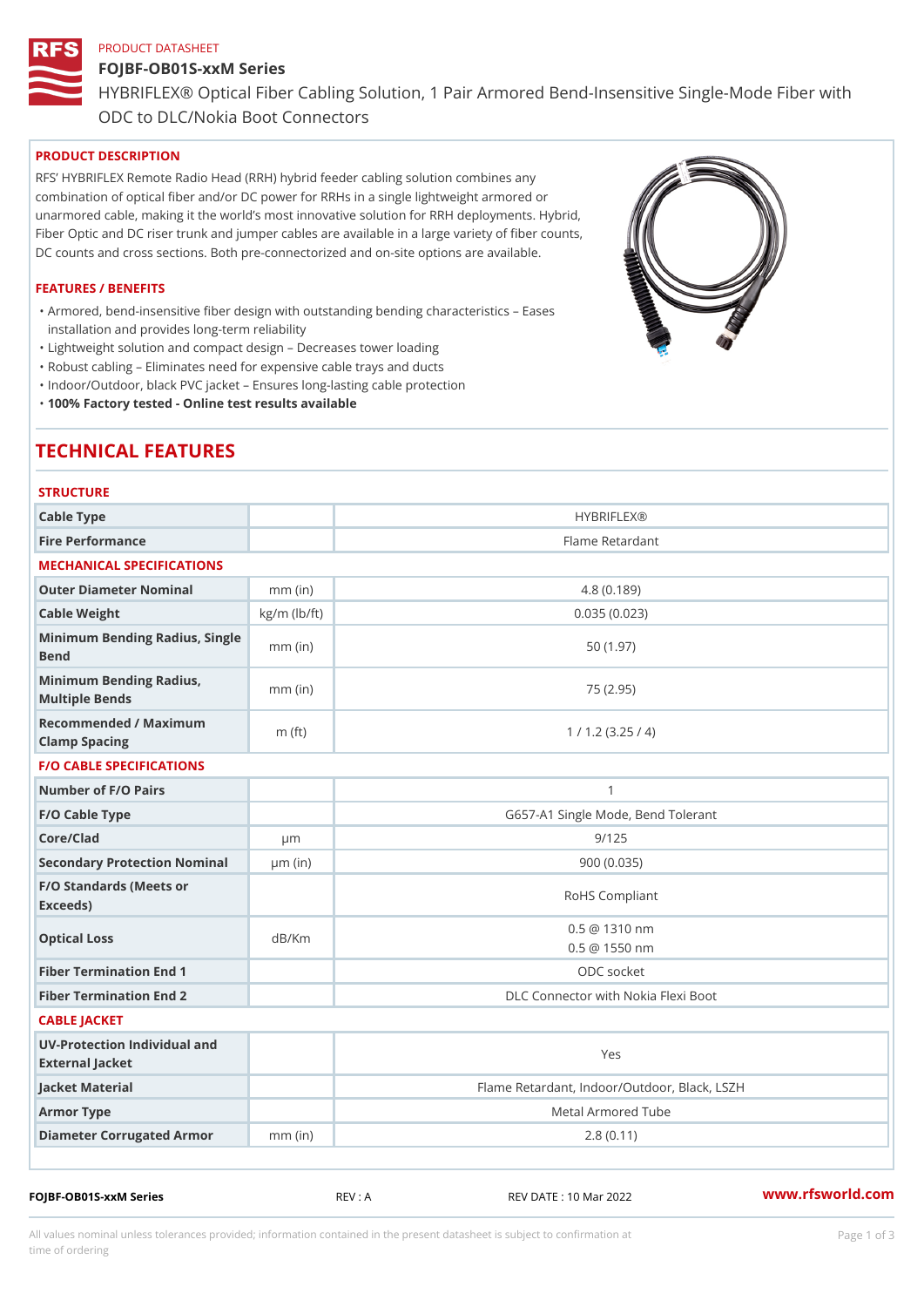PRODUCT DATASHEET

# FOJBF-OB01S-xxM Series

HYBRIFLEX® Optical Fiber Cabling Solution, 1 Pair Armored Bend-Insensitive Single-Mode Fiber with ODC to DLC/Nokia Boot Connectors

## PRODUCT DESCRIPTION

RFS' HYBRIFLEX Remote Radio Head (RRH) hybrid feeder cabling solution combines any combination of optical fiber and/or DC power for RRHs in a single lightweight armored or unarmored cable, making it the world's most innovative solution for RRH deployments. Hybrid, Fiber Optic and DC riser trunk and jumper cables are available in a large variety of fiber counts, DC counts and cross sections. Both pre-connectorized and on-site options are available.

## FEATURES / BENEFITS

- Armored, bend-insensitive fiber design with outstanding bending characteristics – Eases installation and provides long-term reliability
- Lightweight solution and compact design – Decreases tower loading
- Robust cabling – Eliminates need for expensive cable trays and ducts
- Indoor/Outdoor, black PVC jacket – Ensures long-lasting cable protection
- **100% Factory tested - Online test results available**

# TECHNICAL FEATURES

## STRUCTURE

| | | |
|---|---|---|
| Cable Type | | HYBRIFLEX® |
| Fire Performance | | Flame Retardant |

## MECHANICAL SPECIFICATIONS

| | | |
|---|---|---|
| Outer Diameter Nominal | mm (in) | 4.8 (0.189) |
| Cable Weight | kg/m (lb/ft) | 0.035 (0.023) |
| Minimum Bending Radius, Single Bend | mm (in) | 50 (1.97) |
| Minimum Bending Radius, Multiple Bends | mm (in) | 75 (2.95) |
| Recommended / Maximum Clamp Spacing | m (ft) | 1 / 1.2 (3.25 / 4) |

## F/O CABLE SPECIFICATIONS

| | | |
|---|---|---|
| Number of F/O Pairs | | 1 |
| F/O Cable Type | | G657-A1 Single Mode, Bend Tolerant |
| Core/Clad | µm | 9/125 |
| Secondary Protection Nominal | µm (in) | 900 (0.035) |
| F/O Standards (Meets or Exceeds) | | RoHS Compliant |
| Optical Loss | dB/Km | 0.5 @ 1310 nm<br>0.5 @ 1550 nm |
| Fiber Termination End 1 | | ODC socket |
| Fiber Termination End 2 | | DLC Connector with Nokia Flexi Boot |

## CABLE JACKET

| | | |
|---|---|---|
| UV-Protection Individual and External Jacket | | Yes |
| Jacket Material | | Flame Retardant, Indoor/Outdoor, Black, LSZH |
| Armor Type | | Metal Armored Tube |
| Diameter Corrugated Armor | mm (in) | 2.8 (0.11) |

FOJBF-OB01S-xxM Series REV : A REV DATE : 10 Mar 2022 www.rfsworld.com

All values nominal unless tolerances provided; information contained in the present datasheet is subject to confirmation at time of ordering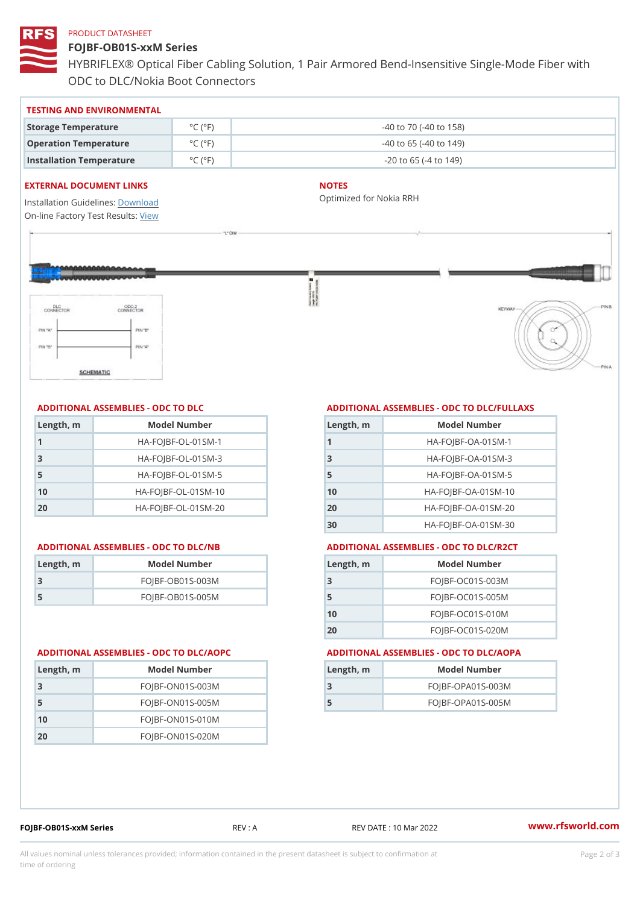PRODUCT DATASHEET

# FOJBF-OB01S-xxM Series

HYBRIFLEX® Optical Fiber Cabling Solution, 1 Pair Armored Bend-Insensitive Single-Mode Fiber with ODC to DLC/Nokia Boot Connectors

## TESTING AND ENVIRONMENTAL

| | | |
|---|---|---|
| Storage Temperature | °C (°F) | -40 to 70 (-40 to 158) |
| Operation Temperature | °C (°F) | -40 to 65 (-40 to 149) |
| Installation Temperature | °C (°F) | -20 to 65 (-4 to 149) |

## EXTERNAL DOCUMENT LINKS

Installation Guidelines: Download
On-line Factory Test Results: View

## NOTES

Optimized for Nokia RRH

## ADDITIONAL ASSEMBLIES - ODC TO DLC

| Length, m | Model Number |
|---|---|
| 1 | HA-FOJBF-OL-01SM-1 |
| 3 | HA-FOJBF-OL-01SM-3 |
| 5 | HA-FOJBF-OL-01SM-5 |
| 10 | HA-FOJBF-OL-01SM-10 |
| 20 | HA-FOJBF-OL-01SM-20 |

## ADDITIONAL ASSEMBLIES - ODC TO DLC/FULLAXS

| Length, m | Model Number |
|---|---|
| 1 | HA-FOJBF-OA-01SM-1 |
| 3 | HA-FOJBF-OA-01SM-3 |
| 5 | HA-FOJBF-OA-01SM-5 |
| 10 | HA-FOJBF-OA-01SM-10 |
| 20 | HA-FOJBF-OA-01SM-20 |
| 30 | HA-FOJBF-OA-01SM-30 |

## ADDITIONAL ASSEMBLIES - ODC TO DLC/NB

| Length, m | Model Number |
|---|---|
| 3 | FOJBF-OB01S-003M |
| 5 | FOJBF-OB01S-005M |

## ADDITIONAL ASSEMBLIES - ODC TO DLC/R2CT

| Length, m | Model Number |
|---|---|
| 3 | FOJBF-OC01S-003M |
| 5 | FOJBF-OC01S-005M |
| 10 | FOJBF-OC01S-010M |
| 20 | FOJBF-OC01S-020M |

## ADDITIONAL ASSEMBLIES - ODC TO DLC/AOPC

| Length, m | Model Number |
|---|---|
| 3 | FOJBF-ON01S-003M |
| 5 | FOJBF-ON01S-005M |
| 10 | FOJBF-ON01S-010M |
| 20 | FOJBF-ON01S-020M |

## ADDITIONAL ASSEMBLIES - ODC TO DLC/AOPA

| Length, m | Model Number |
|---|---|
| 3 | FOJBF-OPA01S-003M |
| 5 | FOJBF-OPA01S-005M |

FOJBF-OB01S-xxM Series | REV : A | REV DATE : 10 Mar 2022 | www.rfsworld.com

All values nominal unless tolerances provided; information contained in the present datasheet is subject to confirmation at time of ordering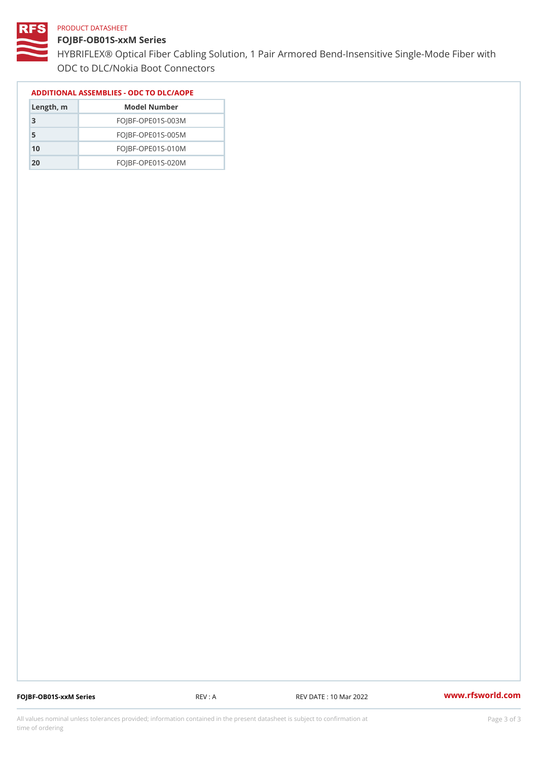PRODUCT DATASHEET

# FOJBF-OB01S-xxM Series

HYBRIFLEX® Optical Fiber Cabling Solution, 1 Pair Armored Bend-Insensitive Single-Mode Fiber with ODC to DLC/Nokia Boot Connectors

## ADDITIONAL ASSEMBLIES - ODC TO DLC/AOPE

| Length, m | Model Number |
|---|---|
| 3 | FOJBF-OPE01S-003M |
| 5 | FOJBF-OPE01S-005M |
| 10 | FOJBF-OPE01S-010M |
| 20 | FOJBF-OPE01S-020M |

FOJBF-OB01S-xxM Series REV : A REV DATE : 10 Mar 2022 www.rfsworld.com

All values nominal unless tolerances provided; information contained in the present datasheet is subject to confirmation at time of ordering